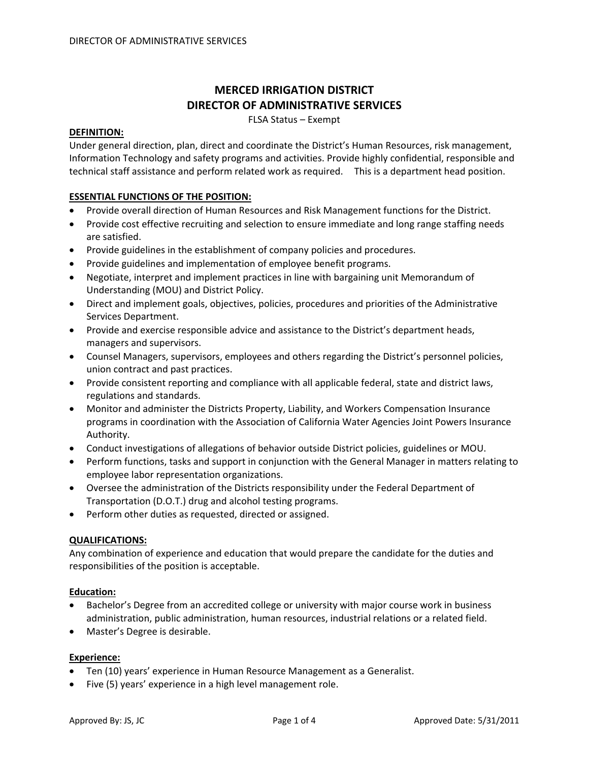# MERCED IRRIGATION DISTRICT
# DIRECTOR OF ADMINISTRATIVE SERVICES

FLSA Status – Exempt

**DEFINITION:**

Under general direction, plan, direct and coordinate the District's Human Resources, risk management, Information Technology and safety programs and activities. Provide highly confidential, responsible and technical staff assistance and perform related work as required. This is a department head position.

**ESSENTIAL FUNCTIONS OF THE POSITION:**

- Provide overall direction of Human Resources and Risk Management functions for the District.
- Provide cost effective recruiting and selection to ensure immediate and long range staffing needs are satisfied.
- Provide guidelines in the establishment of company policies and procedures.
- Provide guidelines and implementation of employee benefit programs.
- Negotiate, interpret and implement practices in line with bargaining unit Memorandum of Understanding (MOU) and District Policy.
- Direct and implement goals, objectives, policies, procedures and priorities of the Administrative Services Department.
- Provide and exercise responsible advice and assistance to the District's department heads, managers and supervisors.
- Counsel Managers, supervisors, employees and others regarding the District's personnel policies, union contract and past practices.
- Provide consistent reporting and compliance with all applicable federal, state and district laws, regulations and standards.
- Monitor and administer the Districts Property, Liability, and Workers Compensation Insurance programs in coordination with the Association of California Water Agencies Joint Powers Insurance Authority.
- Conduct investigations of allegations of behavior outside District policies, guidelines or MOU.
- Perform functions, tasks and support in conjunction with the General Manager in matters relating to employee labor representation organizations.
- Oversee the administration of the Districts responsibility under the Federal Department of Transportation (D.O.T.) drug and alcohol testing programs.
- Perform other duties as requested, directed or assigned.

**QUALIFICATIONS:**

Any combination of experience and education that would prepare the candidate for the duties and responsibilities of the position is acceptable.

**Education:**

- Bachelor's Degree from an accredited college or university with major course work in business administration, public administration, human resources, industrial relations or a related field.
- Master's Degree is desirable.

**Experience:**

- Ten (10) years' experience in Human Resource Management as a Generalist.
- Five (5) years' experience in a high level management role.

Approved By: JS, JC | Approved Date: 5/31/2011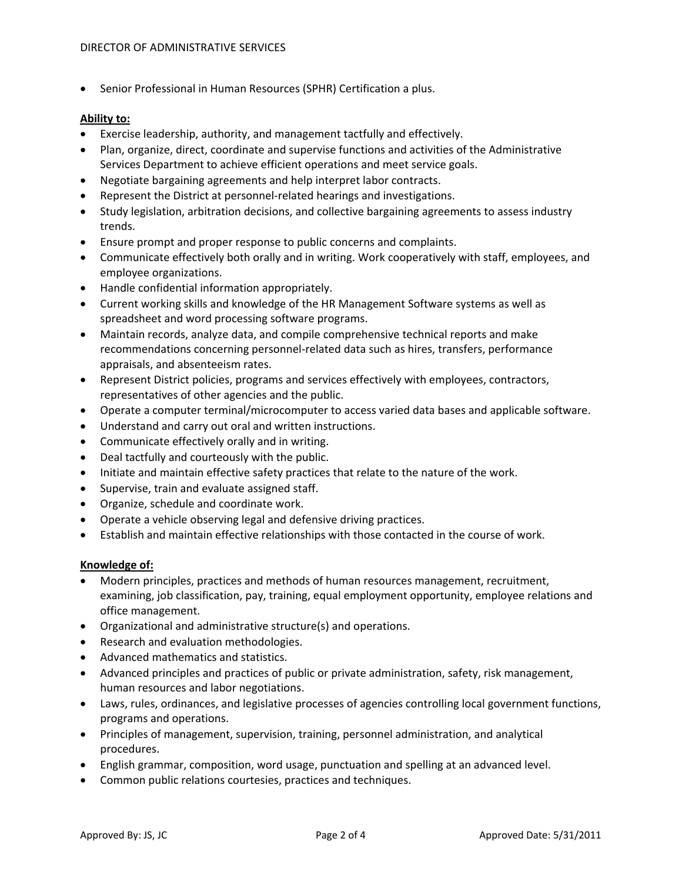- Senior Professional in Human Resources (SPHR) Certification a plus.

**Ability to:**

- Exercise leadership, authority, and management tactfully and effectively.
- Plan, organize, direct, coordinate and supervise functions and activities of the Administrative Services Department to achieve efficient operations and meet service goals.
- Negotiate bargaining agreements and help interpret labor contracts.
- Represent the District at personnel-related hearings and investigations.
- Study legislation, arbitration decisions, and collective bargaining agreements to assess industry trends.
- Ensure prompt and proper response to public concerns and complaints.
- Communicate effectively both orally and in writing. Work cooperatively with staff, employees, and employee organizations.
- Handle confidential information appropriately.
- Current working skills and knowledge of the HR Management Software systems as well as spreadsheet and word processing software programs.
- Maintain records, analyze data, and compile comprehensive technical reports and make recommendations concerning personnel-related data such as hires, transfers, performance appraisals, and absenteeism rates.
- Represent District policies, programs and services effectively with employees, contractors, representatives of other agencies and the public.
- Operate a computer terminal/microcomputer to access varied data bases and applicable software.
- Understand and carry out oral and written instructions.
- Communicate effectively orally and in writing.
- Deal tactfully and courteously with the public.
- Initiate and maintain effective safety practices that relate to the nature of the work.
- Supervise, train and evaluate assigned staff.
- Organize, schedule and coordinate work.
- Operate a vehicle observing legal and defensive driving practices.
- Establish and maintain effective relationships with those contacted in the course of work.

**Knowledge of:**

- Modern principles, practices and methods of human resources management, recruitment, examining, job classification, pay, training, equal employment opportunity, employee relations and office management.
- Organizational and administrative structure(s) and operations.
- Research and evaluation methodologies.
- Advanced mathematics and statistics.
- Advanced principles and practices of public or private administration, safety, risk management, human resources and labor negotiations.
- Laws, rules, ordinances, and legislative processes of agencies controlling local government functions, programs and operations.
- Principles of management, supervision, training, personnel administration, and analytical procedures.
- English grammar, composition, word usage, punctuation and spelling at an advanced level.
- Common public relations courtesies, practices and techniques.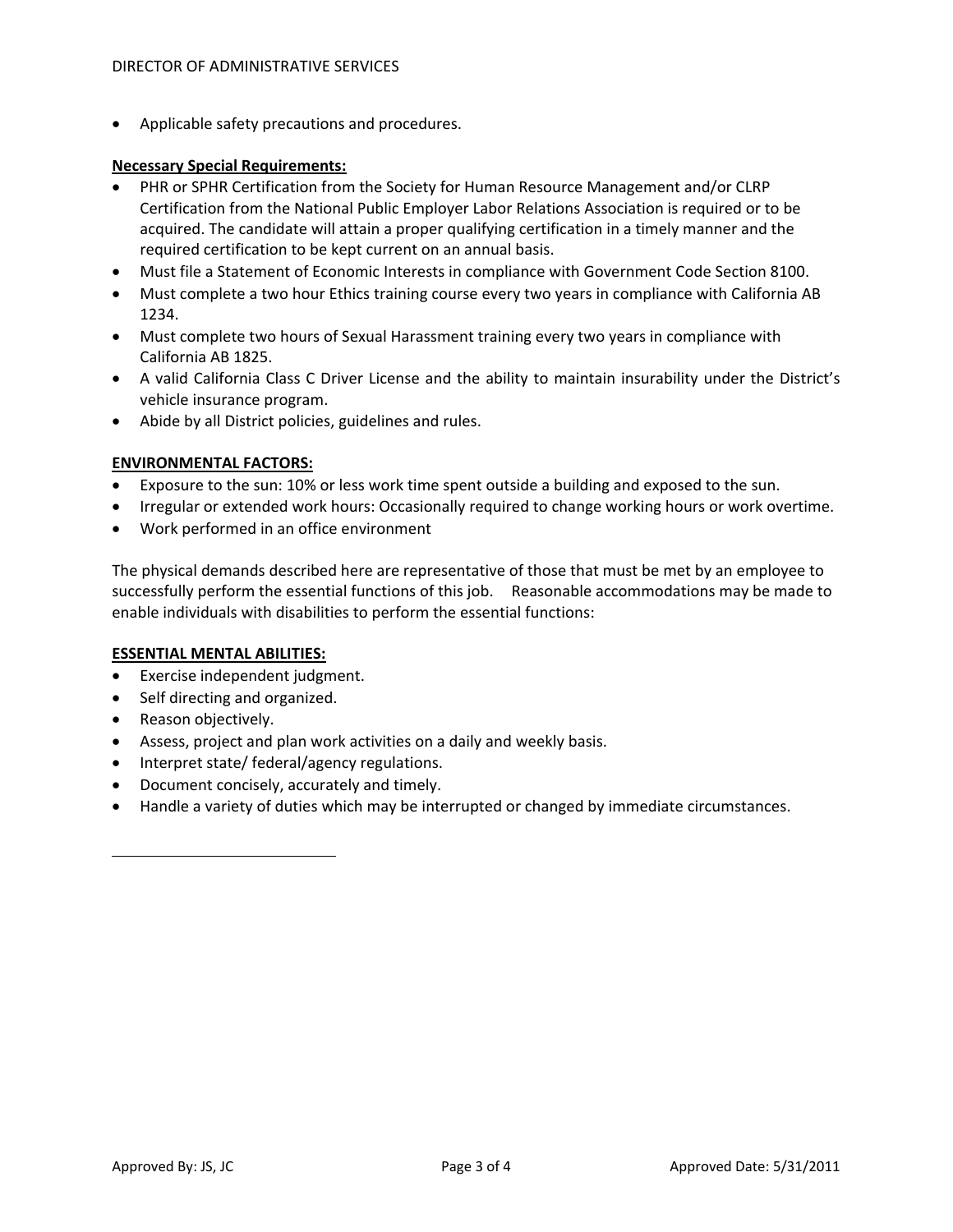- Applicable safety precautions and procedures.

**Necessary Special Requirements:**

- PHR or SPHR Certification from the Society for Human Resource Management and/or CLRP Certification from the National Public Employer Labor Relations Association is required or to be acquired. The candidate will attain a proper qualifying certification in a timely manner and the required certification to be kept current on an annual basis.
- Must file a Statement of Economic Interests in compliance with Government Code Section 8100.
- Must complete a two hour Ethics training course every two years in compliance with California AB 1234.
- Must complete two hours of Sexual Harassment training every two years in compliance with California AB 1825.
- A valid California Class C Driver License and the ability to maintain insurability under the District's vehicle insurance program.
- Abide by all District policies, guidelines and rules.

**ENVIRONMENTAL FACTORS:**

- Exposure to the sun: 10% or less work time spent outside a building and exposed to the sun.
- Irregular or extended work hours: Occasionally required to change working hours or work overtime.
- Work performed in an office environment

The physical demands described here are representative of those that must be met by an employee to successfully perform the essential functions of this job. Reasonable accommodations may be made to enable individuals with disabilities to perform the essential functions:

**ESSENTIAL MENTAL ABILITIES:**

- Exercise independent judgment.
- Self directing and organized.
- Reason objectively.
- Assess, project and plan work activities on a daily and weekly basis.
- Interpret state/ federal/agency regulations.
- Document concisely, accurately and timely.
- Handle a variety of duties which may be interrupted or changed by immediate circumstances.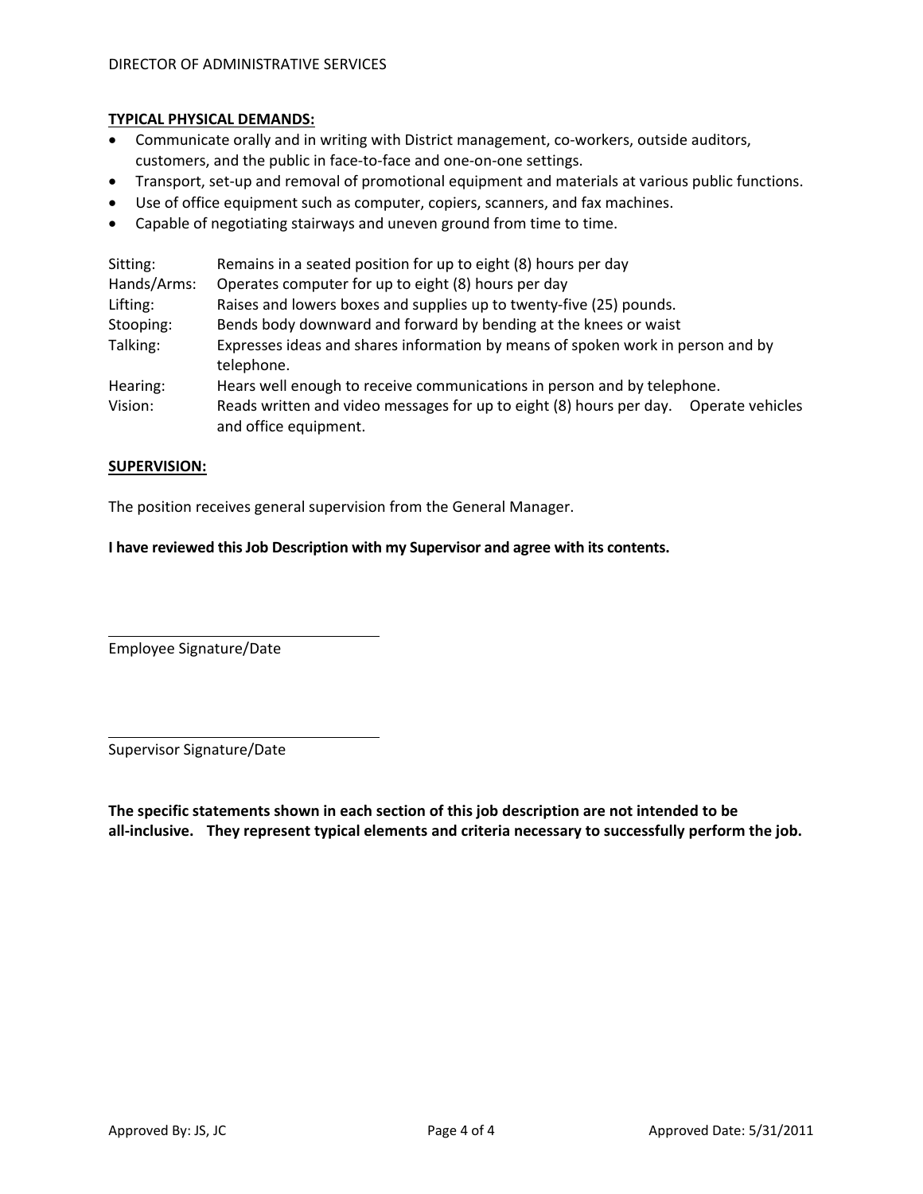**TYPICAL PHYSICAL DEMANDS:**

- Communicate orally and in writing with District management, co-workers, outside auditors, customers, and the public in face-to-face and one-on-one settings.
- Transport, set-up and removal of promotional equipment and materials at various public functions.
- Use of office equipment such as computer, copiers, scanners, and fax machines.
- Capable of negotiating stairways and uneven ground from time to time.

| | |
|---|---|
| Sitting: | Remains in a seated position for up to eight (8) hours per day |
| Hands/Arms: | Operates computer for up to eight (8) hours per day |
| Lifting: | Raises and lowers boxes and supplies up to twenty-five (25) pounds. |
| Stooping: | Bends body downward and forward by bending at the knees or waist |
| Talking: | Expresses ideas and shares information by means of spoken work in person and by telephone. |
| Hearing: | Hears well enough to receive communications in person and by telephone. |
| Vision: | Reads written and video messages for up to eight (8) hours per day. Operate vehicles and office equipment. |

**SUPERVISION:**

The position receives general supervision from the General Manager.

**I have reviewed this Job Description with my Supervisor and agree with its contents.**

\_\_\_\_\_\_\_\_\_\_\_\_\_\_\_\_\_\_\_\_\_\_\_\_\_\_\_\_\_\_\_\_\_\_

Employee Signature/Date

\_\_\_\_\_\_\_\_\_\_\_\_\_\_\_\_\_\_\_\_\_\_\_\_\_\_\_\_\_\_\_\_\_\_

Supervisor Signature/Date

**The specific statements shown in each section of this job description are not intended to be all-inclusive. They represent typical elements and criteria necessary to successfully perform the job.**

Approved By: JS, JC

Approved Date: 5/31/2011